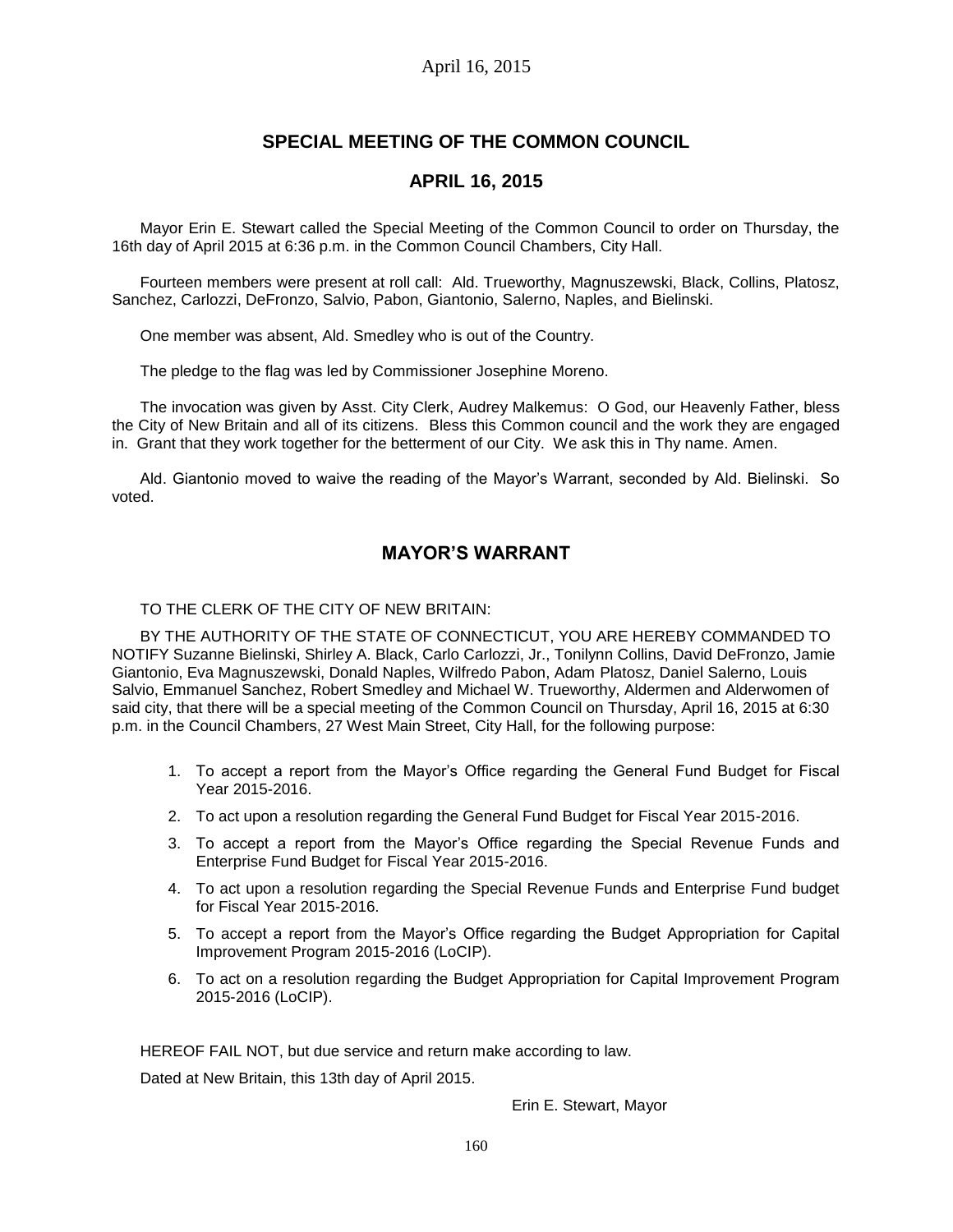# SPECIAL MEETING OF THE COMMON COUNCIL

## APRIL 16, 2015

Mayor Erin E. Stewart called the Special Meeting of the Common Council to order on Thursday, the 16th day of April 2015 at 6:36 p.m. in the Common Council Chambers, City Hall.

Fourteen members were present at roll call: Ald. Trueworthy, Magnuszewski, Black, Collins, Platosz, Sanchez, Carlozzi, DeFronzo, Salvio, Pabon, Giantonio, Salerno, Naples, and Bielinski.

One member was absent, Ald. Smedley who is out of the Country.

The pledge to the flag was led by Commissioner Josephine Moreno.

The invocation was given by Asst. City Clerk, Audrey Malkemus: O God, our Heavenly Father, bless the City of New Britain and all of its citizens. Bless this Common council and the work they are engaged in. Grant that they work together for the betterment of our City. We ask this in Thy name. Amen.

Ald. Giantonio moved to waive the reading of the Mayor's Warrant, seconded by Ald. Bielinski. So voted.

## MAYOR'S WARRANT

TO THE CLERK OF THE CITY OF NEW BRITAIN:

BY THE AUTHORITY OF THE STATE OF CONNECTICUT, YOU ARE HEREBY COMMANDED TO NOTIFY Suzanne Bielinski, Shirley A. Black, Carlo Carlozzi, Jr., Tonilynn Collins, David DeFronzo, Jamie Giantonio, Eva Magnuszewski, Donald Naples, Wilfredo Pabon, Adam Platosz, Daniel Salerno, Louis Salvio, Emmanuel Sanchez, Robert Smedley and Michael W. Trueworthy, Aldermen and Alderwomen of said city, that there will be a special meeting of the Common Council on Thursday, April 16, 2015 at 6:30 p.m. in the Council Chambers, 27 West Main Street, City Hall, for the following purpose:

1. To accept a report from the Mayor's Office regarding the General Fund Budget for Fiscal Year 2015-2016.
2. To act upon a resolution regarding the General Fund Budget for Fiscal Year 2015-2016.
3. To accept a report from the Mayor's Office regarding the Special Revenue Funds and Enterprise Fund Budget for Fiscal Year 2015-2016.
4. To act upon a resolution regarding the Special Revenue Funds and Enterprise Fund budget for Fiscal Year 2015-2016.
5. To accept a report from the Mayor's Office regarding the Budget Appropriation for Capital Improvement Program 2015-2016 (LoCIP).
6. To act on a resolution regarding the Budget Appropriation for Capital Improvement Program 2015-2016 (LoCIP).

HEREOF FAIL NOT, but due service and return make according to law.

Dated at New Britain, this 13th day of April 2015.

Erin E. Stewart, Mayor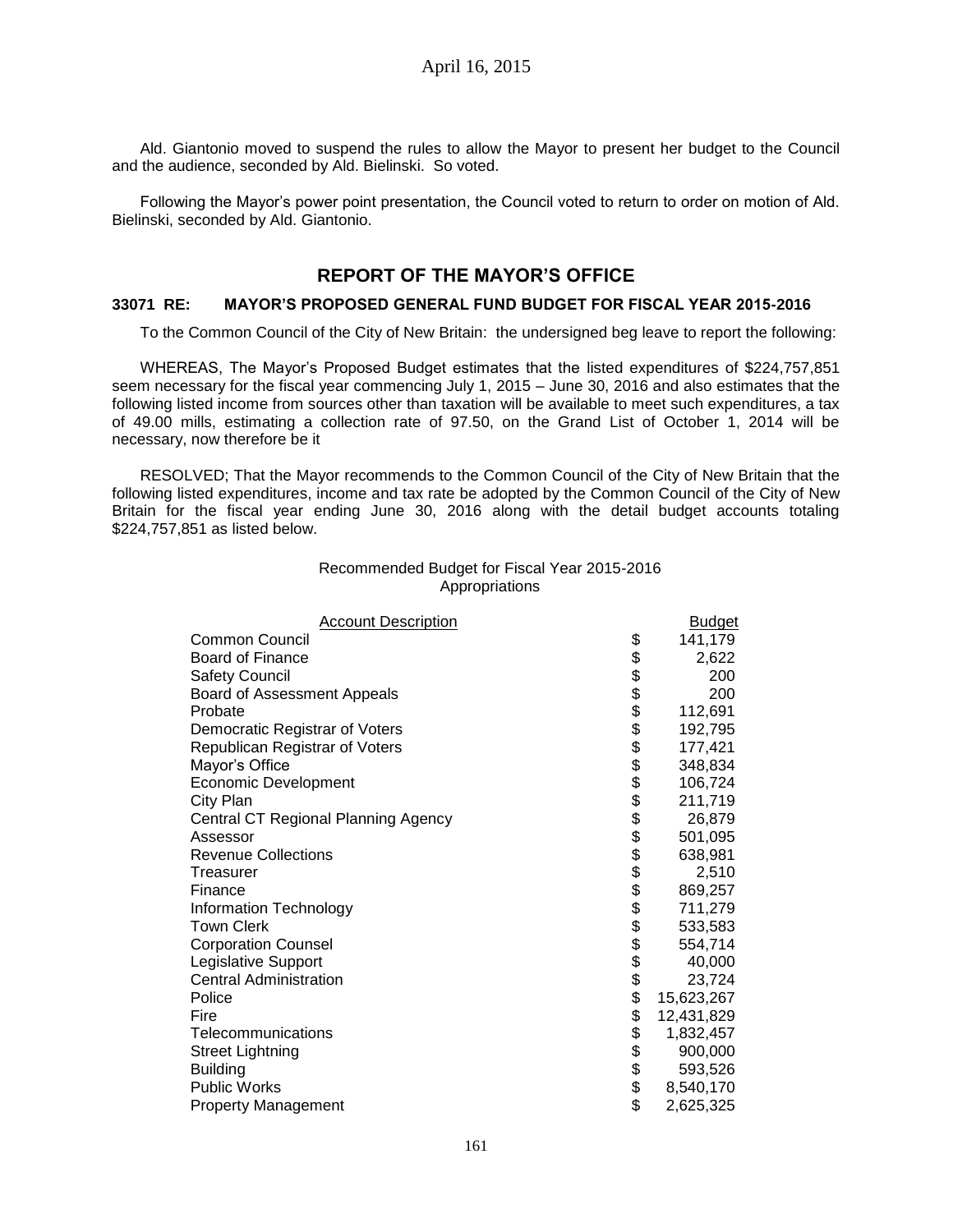Ald. Giantonio moved to suspend the rules to allow the Mayor to present her budget to the Council and the audience, seconded by Ald. Bielinski. So voted.

Following the Mayor's power point presentation, the Council voted to return to order on motion of Ald. Bielinski, seconded by Ald. Giantonio.

## REPORT OF THE MAYOR'S OFFICE

### 33071 RE: MAYOR'S PROPOSED GENERAL FUND BUDGET FOR FISCAL YEAR 2015-2016

To the Common Council of the City of New Britain: the undersigned beg leave to report the following:

WHEREAS, The Mayor's Proposed Budget estimates that the listed expenditures of $224,757,851 seem necessary for the fiscal year commencing July 1, 2015 – June 30, 2016 and also estimates that the following listed income from sources other than taxation will be available to meet such expenditures, a tax of 49.00 mills, estimating a collection rate of 97.50, on the Grand List of October 1, 2014 will be necessary, now therefore be it

RESOLVED; That the Mayor recommends to the Common Council of the City of New Britain that the following listed expenditures, income and tax rate be adopted by the Common Council of the City of New Britain for the fiscal year ending June 30, 2016 along with the detail budget accounts totaling $224,757,851 as listed below.

Recommended Budget for Fiscal Year 2015-2016
Appropriations

| Account Description | Budget |
|---|---|
| Common Council | $ 141,179 |
| Board of Finance | $ 2,622 |
| Safety Council | $ 200 |
| Board of Assessment Appeals | $ 200 |
| Probate | $ 112,691 |
| Democratic Registrar of Voters | $ 192,795 |
| Republican Registrar of Voters | $ 177,421 |
| Mayor's Office | $ 348,834 |
| Economic Development | $ 106,724 |
| City Plan | $ 211,719 |
| Central CT Regional Planning Agency | $ 26,879 |
| Assessor | $ 501,095 |
| Revenue Collections | $ 638,981 |
| Treasurer | $ 2,510 |
| Finance | $ 869,257 |
| Information Technology | $ 711,279 |
| Town Clerk | $ 533,583 |
| Corporation Counsel | $ 554,714 |
| Legislative Support | $ 40,000 |
| Central Administration | $ 23,724 |
| Police | $ 15,623,267 |
| Fire | $ 12,431,829 |
| Telecommunications | $ 1,832,457 |
| Street Lightning | $ 900,000 |
| Building | $ 593,526 |
| Public Works | $ 8,540,170 |
| Property Management | $ 2,625,325 |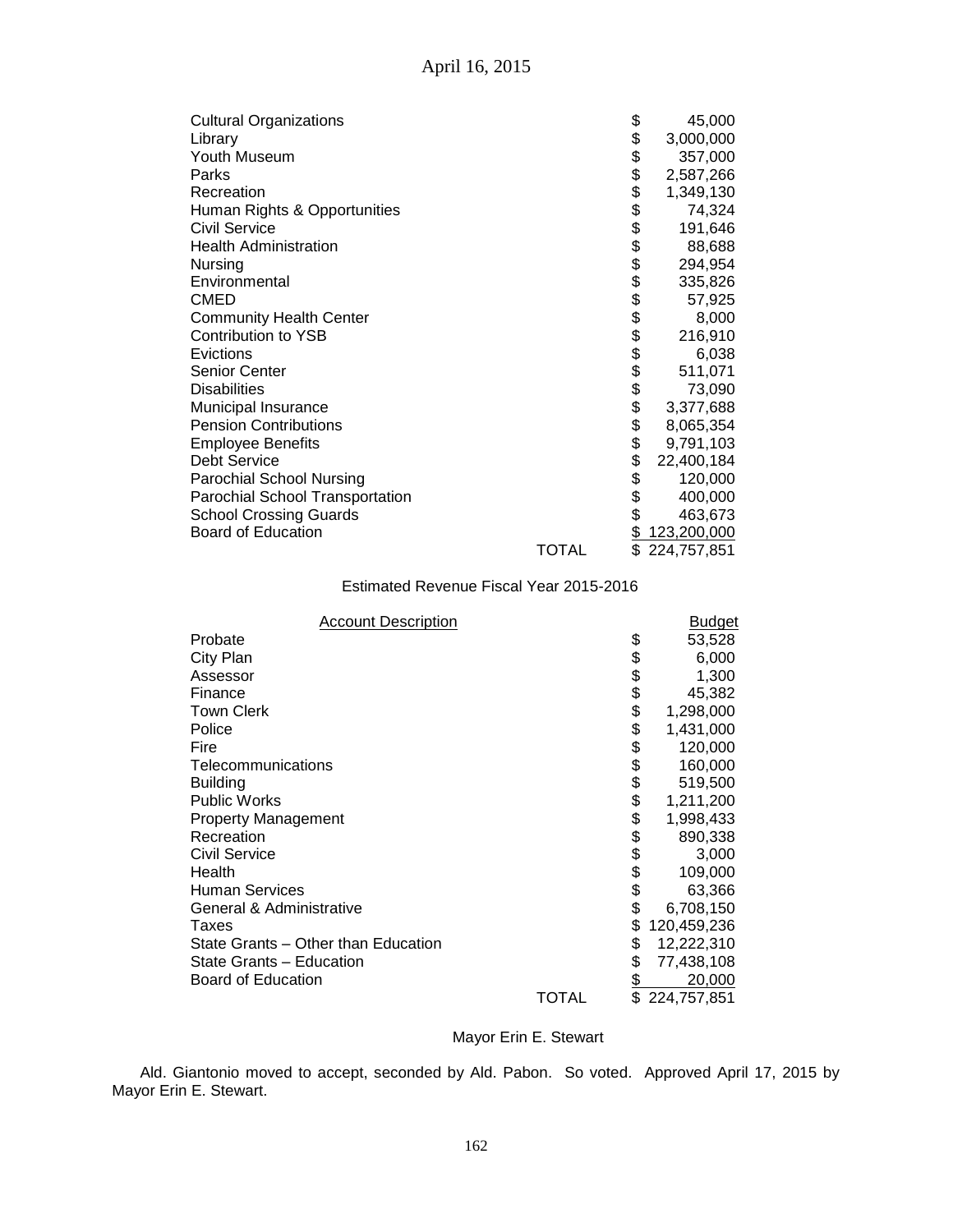| | | |
|---|---|---|
| Cultural Organizations | | $ 45,000 |
| Library | | $ 3,000,000 |
| Youth Museum | | $ 357,000 |
| Parks | | $ 2,587,266 |
| Recreation | | $ 1,349,130 |
| Human Rights & Opportunities | | $ 74,324 |
| Civil Service | | $ 191,646 |
| Health Administration | | $ 88,688 |
| Nursing | | $ 294,954 |
| Environmental | | $ 335,826 |
| CMED | | $ 57,925 |
| Community Health Center | | $ 8,000 |
| Contribution to YSB | | $ 216,910 |
| Evictions | | $ 6,038 |
| Senior Center | | $ 511,071 |
| Disabilities | | $ 73,090 |
| Municipal Insurance | | $ 3,377,688 |
| Pension Contributions | | $ 8,065,354 |
| Employee Benefits | | $ 9,791,103 |
| Debt Service | | $ 22,400,184 |
| Parochial School Nursing | | $ 120,000 |
| Parochial School Transportation | | $ 400,000 |
| School Crossing Guards | | $ 463,673 |
| Board of Education | | $ 123,200,000 |
| | TOTAL | $ 224,757,851 |

Estimated Revenue Fiscal Year 2015-2016

| Account Description | | Budget |
|---|---|---|
| Probate | | $ 53,528 |
| City Plan | | $ 6,000 |
| Assessor | | $ 1,300 |
| Finance | | $ 45,382 |
| Town Clerk | | $ 1,298,000 |
| Police | | $ 1,431,000 |
| Fire | | $ 120,000 |
| Telecommunications | | $ 160,000 |
| Building | | $ 519,500 |
| Public Works | | $ 1,211,200 |
| Property Management | | $ 1,998,433 |
| Recreation | | $ 890,338 |
| Civil Service | | $ 3,000 |
| Health | | $ 109,000 |
| Human Services | | $ 63,366 |
| General & Administrative | | $ 6,708,150 |
| Taxes | | $ 120,459,236 |
| State Grants – Other than Education | | $ 12,222,310 |
| State Grants – Education | | $ 77,438,108 |
| Board of Education | | $ 20,000 |
| | TOTAL | $ 224,757,851 |

Mayor Erin E. Stewart

Ald. Giantonio moved to accept, seconded by Ald. Pabon. So voted. Approved April 17, 2015 by Mayor Erin E. Stewart.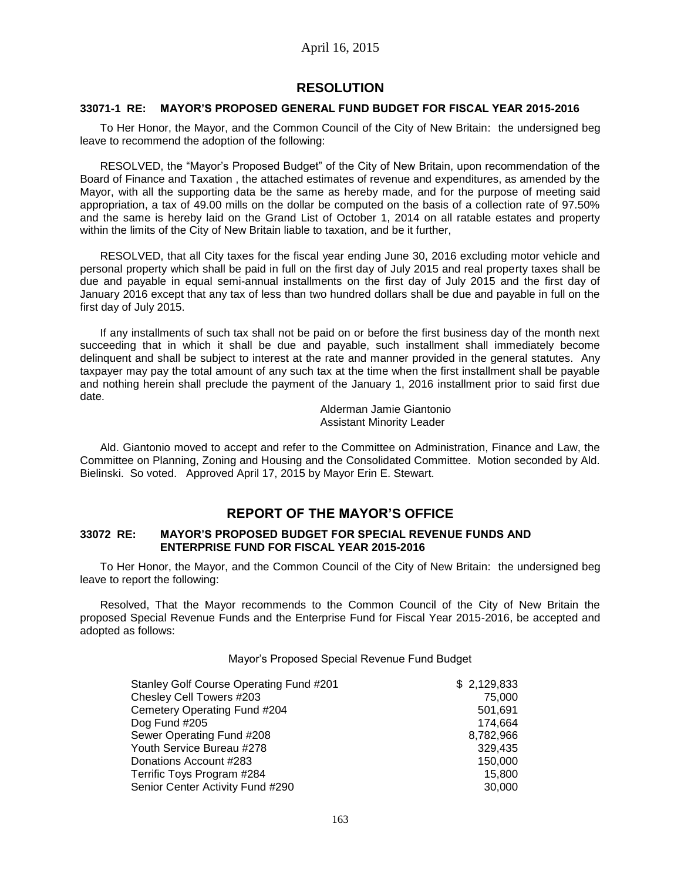April 16, 2015

## RESOLUTION

### 33071-1 RE: MAYOR'S PROPOSED GENERAL FUND BUDGET FOR FISCAL YEAR 2015-2016

To Her Honor, the Mayor, and the Common Council of the City of New Britain: the undersigned beg leave to recommend the adoption of the following:

RESOLVED, the "Mayor's Proposed Budget" of the City of New Britain, upon recommendation of the Board of Finance and Taxation , the attached estimates of revenue and expenditures, as amended by the Mayor, with all the supporting data be the same as hereby made, and for the purpose of meeting said appropriation, a tax of 49.00 mills on the dollar be computed on the basis of a collection rate of 97.50% and the same is hereby laid on the Grand List of October 1, 2014 on all ratable estates and property within the limits of the City of New Britain liable to taxation, and be it further,

RESOLVED, that all City taxes for the fiscal year ending June 30, 2016 excluding motor vehicle and personal property which shall be paid in full on the first day of July 2015 and real property taxes shall be due and payable in equal semi-annual installments on the first day of July 2015 and the first day of January 2016 except that any tax of less than two hundred dollars shall be due and payable in full on the first day of July 2015.

If any installments of such tax shall not be paid on or before the first business day of the month next succeeding that in which it shall be due and payable, such installment shall immediately become delinquent and shall be subject to interest at the rate and manner provided in the general statutes. Any taxpayer may pay the total amount of any such tax at the time when the first installment shall be payable and nothing herein shall preclude the payment of the January 1, 2016 installment prior to said first due date.

Alderman Jamie Giantonio
Assistant Minority Leader

Ald. Giantonio moved to accept and refer to the Committee on Administration, Finance and Law, the Committee on Planning, Zoning and Housing and the Consolidated Committee. Motion seconded by Ald. Bielinski. So voted. Approved April 17, 2015 by Mayor Erin E. Stewart.

## REPORT OF THE MAYOR'S OFFICE

### 33072 RE: MAYOR'S PROPOSED BUDGET FOR SPECIAL REVENUE FUNDS AND ENTERPRISE FUND FOR FISCAL YEAR 2015-2016

To Her Honor, the Mayor, and the Common Council of the City of New Britain: the undersigned beg leave to report the following:

Resolved, That the Mayor recommends to the Common Council of the City of New Britain the proposed Special Revenue Funds and the Enterprise Fund for Fiscal Year 2015-2016, be accepted and adopted as follows:

Mayor's Proposed Special Revenue Fund Budget

| | |
|---|---|
| Stanley Golf Course Operating Fund #201 | $ 2,129,833 |
| Chesley Cell Towers #203 | 75,000 |
| Cemetery Operating Fund #204 | 501,691 |
| Dog Fund #205 | 174,664 |
| Sewer Operating Fund #208 | 8,782,966 |
| Youth Service Bureau #278 | 329,435 |
| Donations Account #283 | 150,000 |
| Terrific Toys Program #284 | 15,800 |
| Senior Center Activity Fund #290 | 30,000 |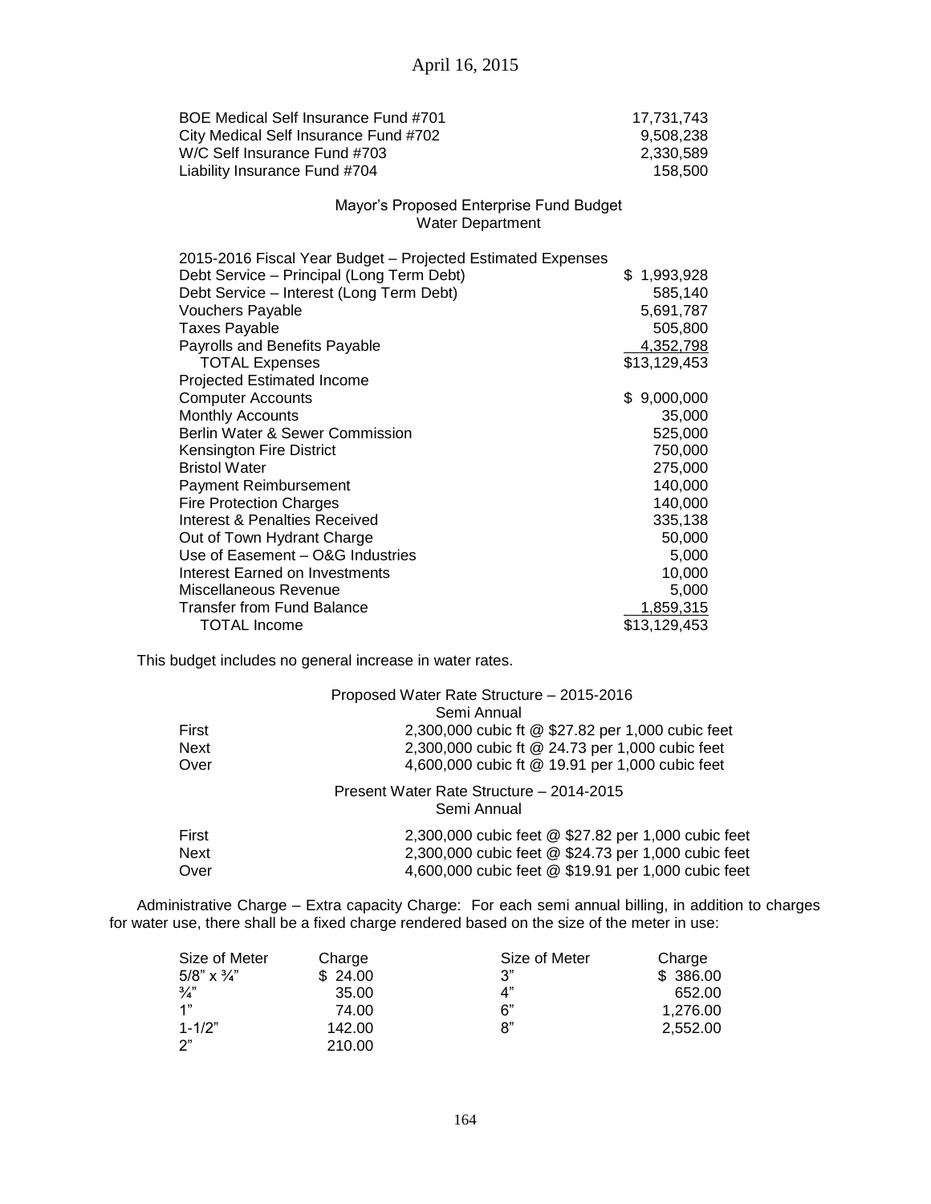| | |
|---|---|
| BOE Medical Self Insurance Fund #701 | 17,731,743 |
| City Medical Self Insurance Fund #702 | 9,508,238 |
| W/C Self Insurance Fund #703 | 2,330,589 |
| Liability Insurance Fund #704 | 158,500 |

Mayor's Proposed Enterprise Fund Budget
Water Department

| | |
|---|---|
| 2015-2016 Fiscal Year Budget – Projected Estimated Expenses | |
| Debt Service – Principal (Long Term Debt) | $ 1,993,928 |
| Debt Service – Interest (Long Term Debt) | 585,140 |
| Vouchers Payable | 5,691,787 |
| Taxes Payable | 505,800 |
| Payrolls and Benefits Payable | 4,352,798 |
| TOTAL Expenses | $13,129,453 |
| Projected Estimated Income | |
| Computer Accounts | $ 9,000,000 |
| Monthly Accounts | 35,000 |
| Berlin Water & Sewer Commission | 525,000 |
| Kensington Fire District | 750,000 |
| Bristol Water | 275,000 |
| Payment Reimbursement | 140,000 |
| Fire Protection Charges | 140,000 |
| Interest & Penalties Received | 335,138 |
| Out of Town Hydrant Charge | 50,000 |
| Use of Easement – O&G Industries | 5,000 |
| Interest Earned on Investments | 10,000 |
| Miscellaneous Revenue | 5,000 |
| Transfer from Fund Balance | 1,859,315 |
| TOTAL Income | $13,129,453 |

This budget includes no general increase in water rates.

Proposed Water Rate Structure – 2015-2016
Semi Annual

| | |
|---|---|
| First | 2,300,000 cubic ft @ $27.82 per 1,000 cubic feet |
| Next | 2,300,000 cubic ft @ 24.73 per 1,000 cubic feet |
| Over | 4,600,000 cubic ft @ 19.91 per 1,000 cubic feet |

Present Water Rate Structure – 2014-2015
Semi Annual

| | |
|---|---|
| First | 2,300,000 cubic feet @ $27.82 per 1,000 cubic feet |
| Next | 2,300,000 cubic feet @ $24.73 per 1,000 cubic feet |
| Over | 4,600,000 cubic feet @ $19.91 per 1,000 cubic feet |

Administrative Charge – Extra capacity Charge: For each semi annual billing, in addition to charges for water use, there shall be a fixed charge rendered based on the size of the meter in use:

| Size of Meter | Charge | Size of Meter | Charge |
|---|---|---|---|
| 5/8" x ¾" | $ 24.00 | 3" | $ 386.00 |
| ¾" | 35.00 | 4" | 652.00 |
| 1" | 74.00 | 6" | 1,276.00 |
| 1-1/2" | 142.00 | 8" | 2,552.00 |
| 2" | 210.00 | | |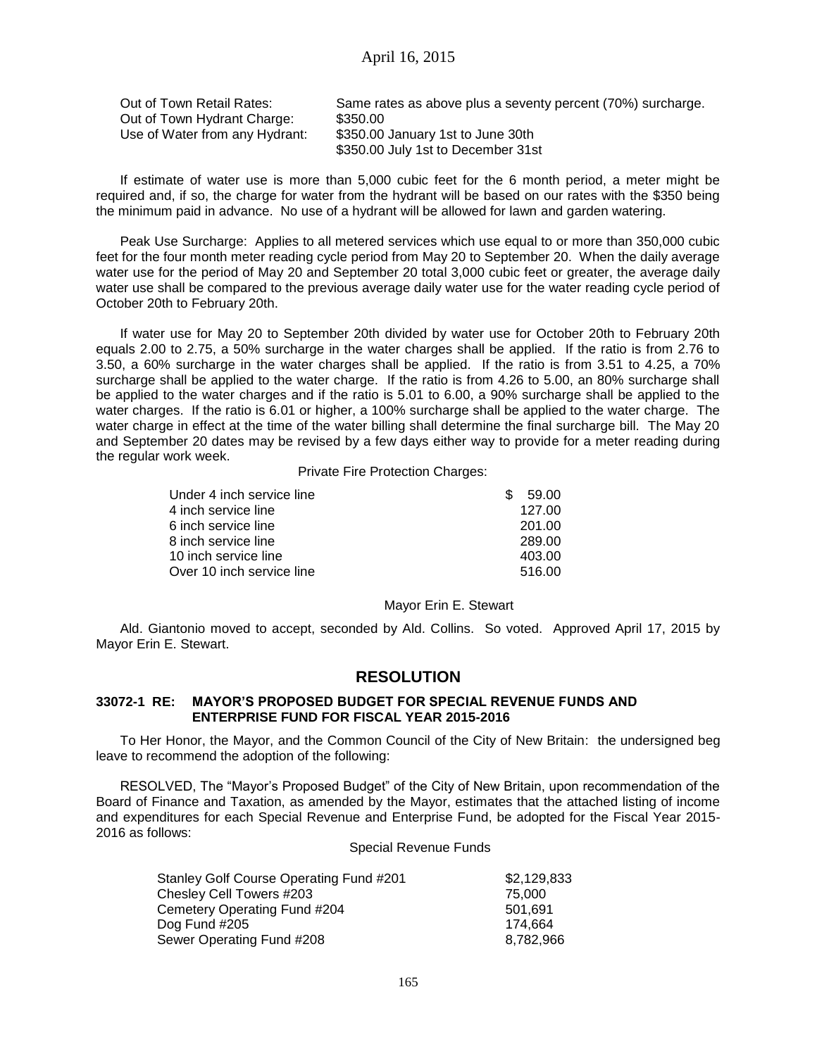| | |
|---|---|
| Out of Town Retail Rates: | Same rates as above plus a seventy percent (70%) surcharge. |
| Out of Town Hydrant Charge: | \$350.00 |
| Use of Water from any Hydrant: | \$350.00 January 1st to June 30th |
| | \$350.00 July 1st to December 31st |

If estimate of water use is more than 5,000 cubic feet for the 6 month period, a meter might be required and, if so, the charge for water from the hydrant will be based on our rates with the \$350 being the minimum paid in advance. No use of a hydrant will be allowed for lawn and garden watering.

Peak Use Surcharge: Applies to all metered services which use equal to or more than 350,000 cubic feet for the four month meter reading cycle period from May 20 to September 20. When the daily average water use for the period of May 20 and September 20 total 3,000 cubic feet or greater, the average daily water use shall be compared to the previous average daily water use for the water reading cycle period of October 20th to February 20th.

If water use for May 20 to September 20th divided by water use for October 20th to February 20th equals 2.00 to 2.75, a 50% surcharge in the water charges shall be applied. If the ratio is from 2.76 to 3.50, a 60% surcharge in the water charges shall be applied. If the ratio is from 3.51 to 4.25, a 70% surcharge shall be applied to the water charge. If the ratio is from 4.26 to 5.00, an 80% surcharge shall be applied to the water charges and if the ratio is 5.01 to 6.00, a 90% surcharge shall be applied to the water charges. If the ratio is 6.01 or higher, a 100% surcharge shall be applied to the water charge. The water charge in effect at the time of the water billing shall determine the final surcharge bill. The May 20 and September 20 dates may be revised by a few days either way to provide for a meter reading during the regular work week.

Private Fire Protection Charges:

| | |
|---|---|
| Under 4 inch service line | \$ 59.00 |
| 4 inch service line | 127.00 |
| 6 inch service line | 201.00 |
| 8 inch service line | 289.00 |
| 10 inch service line | 403.00 |
| Over 10 inch service line | 516.00 |

Mayor Erin E. Stewart

Ald. Giantonio moved to accept, seconded by Ald. Collins. So voted. Approved April 17, 2015 by Mayor Erin E. Stewart.

## RESOLUTION

### 33072-1 RE: MAYOR'S PROPOSED BUDGET FOR SPECIAL REVENUE FUNDS AND ENTERPRISE FUND FOR FISCAL YEAR 2015-2016

To Her Honor, the Mayor, and the Common Council of the City of New Britain: the undersigned beg leave to recommend the adoption of the following:

RESOLVED, The "Mayor's Proposed Budget" of the City of New Britain, upon recommendation of the Board of Finance and Taxation, as amended by the Mayor, estimates that the attached listing of income and expenditures for each Special Revenue and Enterprise Fund, be adopted for the Fiscal Year 2015-2016 as follows:

Special Revenue Funds

| | |
|---|---|
| Stanley Golf Course Operating Fund #201 | \$2,129,833 |
| Chesley Cell Towers #203 | 75,000 |
| Cemetery Operating Fund #204 | 501,691 |
| Dog Fund #205 | 174,664 |
| Sewer Operating Fund #208 | 8,782,966 |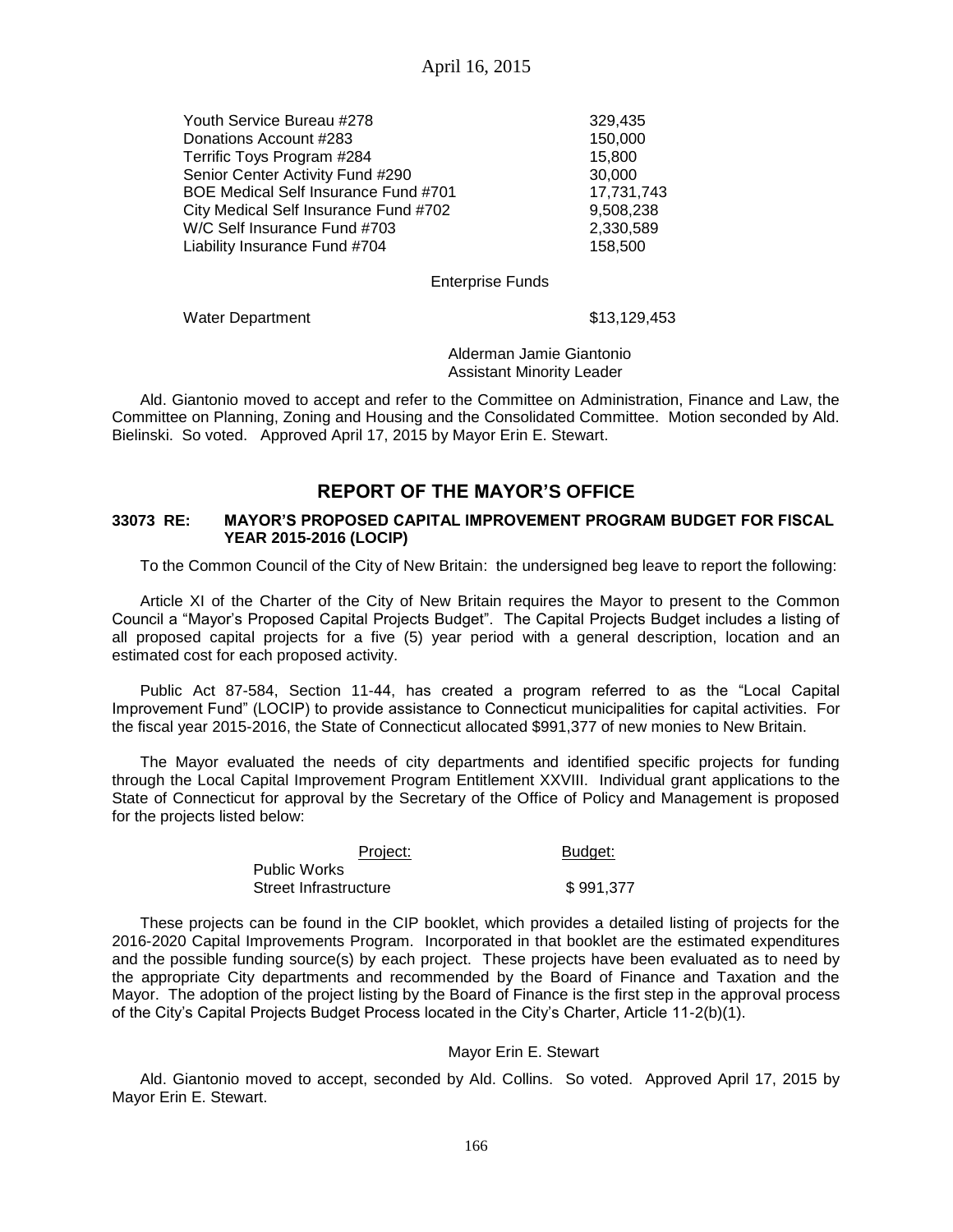| | |
|---|---|
| Youth Service Bureau #278 | 329,435 |
| Donations Account #283 | 150,000 |
| Terrific Toys Program #284 | 15,800 |
| Senior Center Activity Fund #290 | 30,000 |
| BOE Medical Self Insurance Fund #701 | 17,731,743 |
| City Medical Self Insurance Fund #702 | 9,508,238 |
| W/C Self Insurance Fund #703 | 2,330,589 |
| Liability Insurance Fund #704 | 158,500 |

Enterprise Funds

| | |
|---|---|
| Water Department | $13,129,453 |

Alderman Jamie Giantonio
Assistant Minority Leader

Ald. Giantonio moved to accept and refer to the Committee on Administration, Finance and Law, the Committee on Planning, Zoning and Housing and the Consolidated Committee. Motion seconded by Ald. Bielinski. So voted. Approved April 17, 2015 by Mayor Erin E. Stewart.

## REPORT OF THE MAYOR'S OFFICE

**33073 RE: MAYOR'S PROPOSED CAPITAL IMPROVEMENT PROGRAM BUDGET FOR FISCAL YEAR 2015-2016 (LOCIP)**

To the Common Council of the City of New Britain: the undersigned beg leave to report the following:

Article XI of the Charter of the City of New Britain requires the Mayor to present to the Common Council a "Mayor's Proposed Capital Projects Budget". The Capital Projects Budget includes a listing of all proposed capital projects for a five (5) year period with a general description, location and an estimated cost for each proposed activity.

Public Act 87-584, Section 11-44, has created a program referred to as the "Local Capital Improvement Fund" (LOCIP) to provide assistance to Connecticut municipalities for capital activities. For the fiscal year 2015-2016, the State of Connecticut allocated $991,377 of new monies to New Britain.

The Mayor evaluated the needs of city departments and identified specific projects for funding through the Local Capital Improvement Program Entitlement XXVIII. Individual grant applications to the State of Connecticut for approval by the Secretary of the Office of Policy and Management is proposed for the projects listed below:

| Project: | Budget: |
|---|---|
| Public Works<br>Street Infrastructure | $ 991,377 |

These projects can be found in the CIP booklet, which provides a detailed listing of projects for the 2016-2020 Capital Improvements Program. Incorporated in that booklet are the estimated expenditures and the possible funding source(s) by each project. These projects have been evaluated as to need by the appropriate City departments and recommended by the Board of Finance and Taxation and the Mayor. The adoption of the project listing by the Board of Finance is the first step in the approval process of the City's Capital Projects Budget Process located in the City's Charter, Article 11-2(b)(1).

Mayor Erin E. Stewart

Ald. Giantonio moved to accept, seconded by Ald. Collins. So voted. Approved April 17, 2015 by Mayor Erin E. Stewart.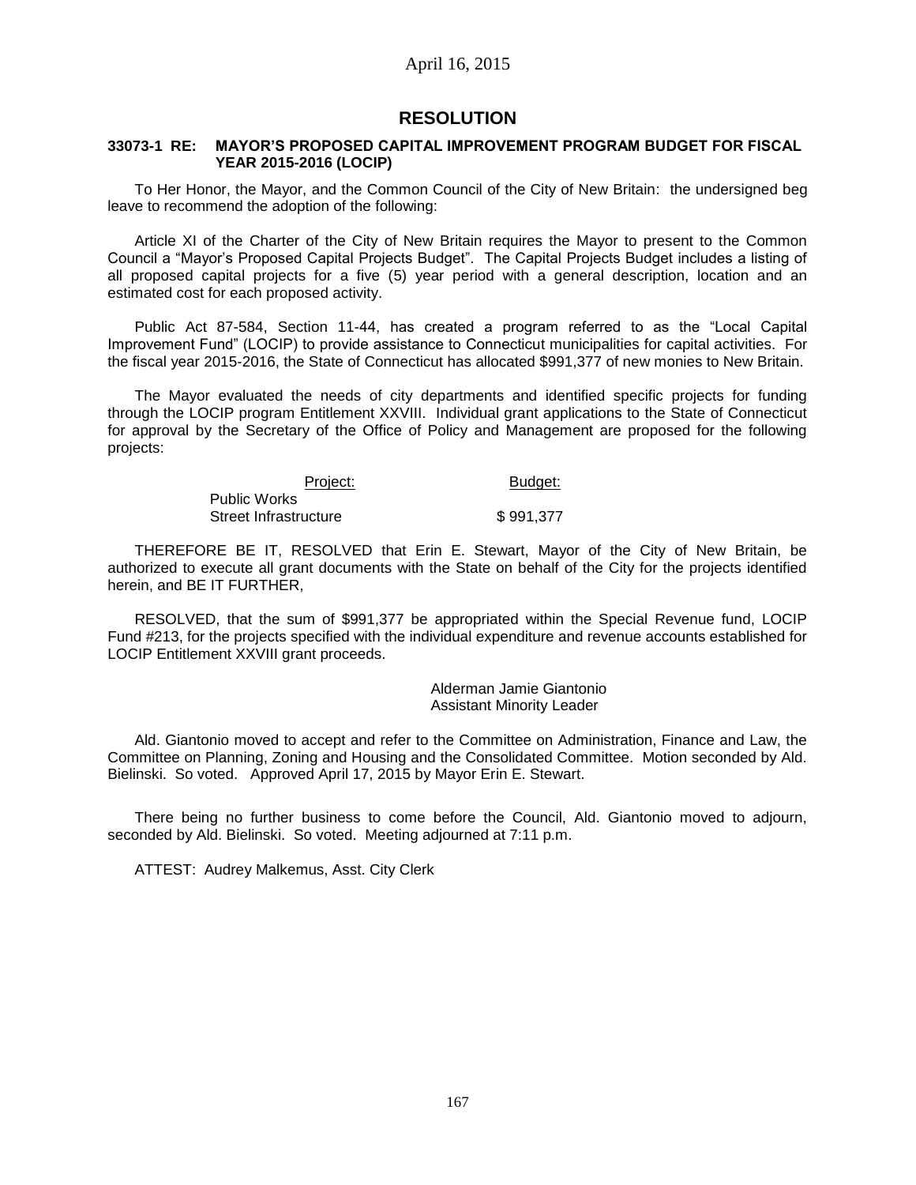April 16, 2015

# RESOLUTION

**33073-1 RE: MAYOR'S PROPOSED CAPITAL IMPROVEMENT PROGRAM BUDGET FOR FISCAL YEAR 2015-2016 (LOCIP)**

To Her Honor, the Mayor, and the Common Council of the City of New Britain: the undersigned beg leave to recommend the adoption of the following:

Article XI of the Charter of the City of New Britain requires the Mayor to present to the Common Council a "Mayor's Proposed Capital Projects Budget". The Capital Projects Budget includes a listing of all proposed capital projects for a five (5) year period with a general description, location and an estimated cost for each proposed activity.

Public Act 87-584, Section 11-44, has created a program referred to as the "Local Capital Improvement Fund" (LOCIP) to provide assistance to Connecticut municipalities for capital activities. For the fiscal year 2015-2016, the State of Connecticut has allocated $991,377 of new monies to New Britain.

The Mayor evaluated the needs of city departments and identified specific projects for funding through the LOCIP program Entitlement XXVIII. Individual grant applications to the State of Connecticut for approval by the Secretary of the Office of Policy and Management are proposed for the following projects:

| Project: | Budget: |
|---|---|
| Public Works | |
| Street Infrastructure | $ 991,377 |

THEREFORE BE IT, RESOLVED that Erin E. Stewart, Mayor of the City of New Britain, be authorized to execute all grant documents with the State on behalf of the City for the projects identified herein, and BE IT FURTHER,

RESOLVED, that the sum of $991,377 be appropriated within the Special Revenue fund, LOCIP Fund #213, for the projects specified with the individual expenditure and revenue accounts established for LOCIP Entitlement XXVIII grant proceeds.

Alderman Jamie Giantonio
Assistant Minority Leader

Ald. Giantonio moved to accept and refer to the Committee on Administration, Finance and Law, the Committee on Planning, Zoning and Housing and the Consolidated Committee. Motion seconded by Ald. Bielinski. So voted. Approved April 17, 2015 by Mayor Erin E. Stewart.

There being no further business to come before the Council, Ald. Giantonio moved to adjourn, seconded by Ald. Bielinski. So voted. Meeting adjourned at 7:11 p.m.

ATTEST: Audrey Malkemus, Asst. City Clerk